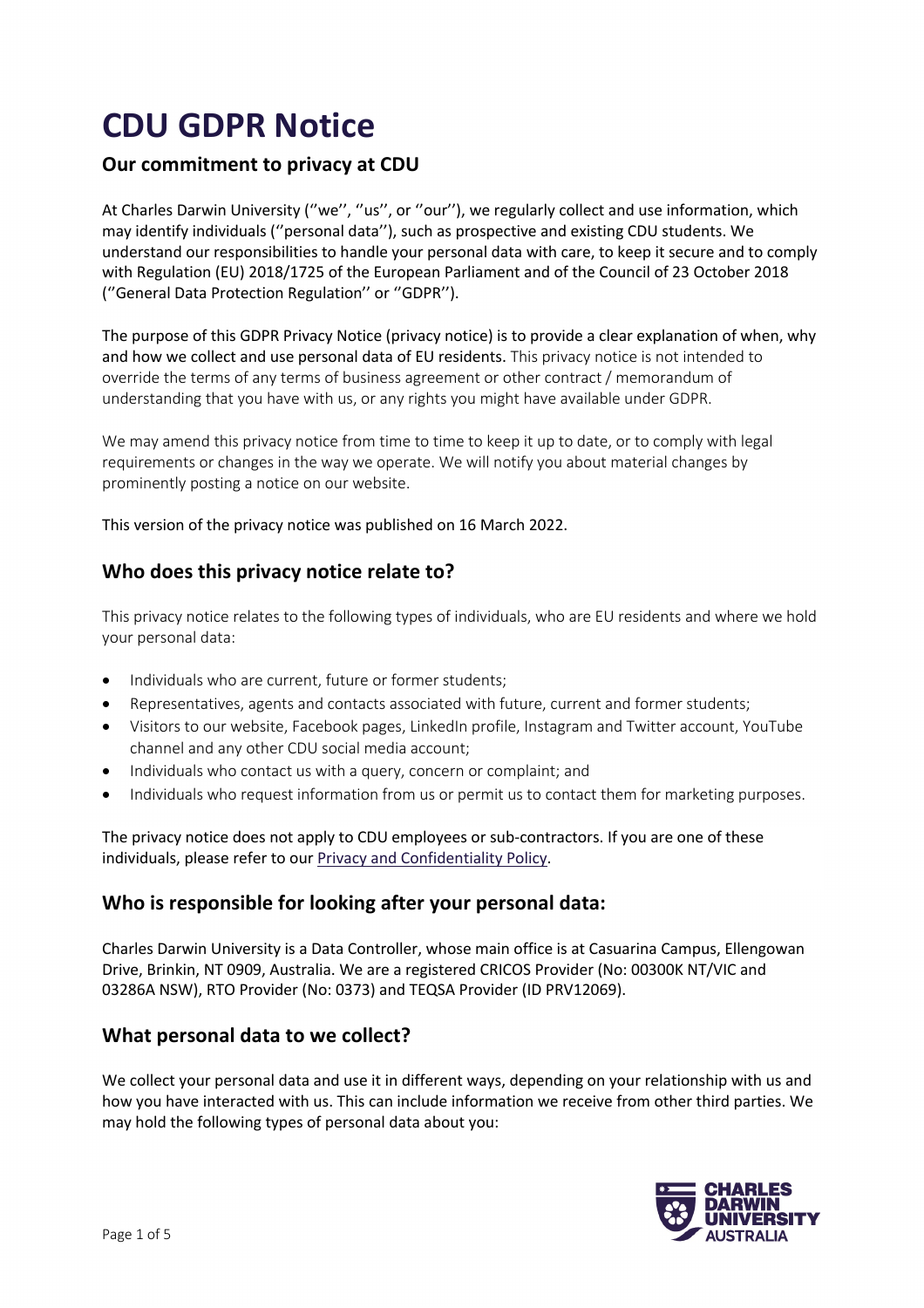# CDU GDPR Notice

## Our commitment to privacy at CDU

At Charles Darwin University (''we'', ''us'', or ''our''), we regularly collect and use information, which may identify individuals (''personal data''), such as prospective and existing CDU students. We understand our responsibilities to handle your personal data with care, to keep it secure and to comply with Regulation (EU) 2018/1725 of the European Parliament and of the Council of 23 October 2018 (''General Data Protection Regulation'' or ''GDPR'').

The purpose of this GDPR Privacy Notice (privacy notice) is to provide a clear explanation of when, why and how we collect and use personal data of EU residents. This privacy notice is not intended to override the terms of any terms of business agreement or other contract / memorandum of understanding that you have with us, or any rights you might have available under GDPR.

We may amend this privacy notice from time to time to keep it up to date, or to comply with legal requirements or changes in the way we operate. We will notify you about material changes by prominently posting a notice on our website.

This version of the privacy notice was published on 16 March 2022.

## Who does this privacy notice relate to?

This privacy notice relates to the following types of individuals, who are EU residents and where we hold your personal data:

- Individuals who are current, future or former students;
- Representatives, agents and contacts associated with future, current and former students;
- Visitors to our website, Facebook pages, LinkedIn profile, Instagram and Twitter account, YouTube channel and any other CDU social media account;
- Individuals who contact us with a query, concern or complaint; and
- Individuals who request information from us or permit us to contact them for marketing purposes.

The privacy notice does not apply to CDU employees or sub-contractors. If you are one of these individuals, please refer to our Privacy and Confidentiality Policy.

## Who is responsible for looking after your personal data:

Charles Darwin University is a Data Controller, whose main office is at Casuarina Campus, Ellengowan Drive, Brinkin, NT 0909, Australia. We are a registered CRICOS Provider (No: 00300K NT/VIC and 03286A NSW), RTO Provider (No: 0373) and TEQSA Provider (ID PRV12069).

## What personal data to we collect?

We collect your personal data and use it in different ways, depending on your relationship with us and how you have interacted with us. This can include information we receive from other third parties. We may hold the following types of personal data about you: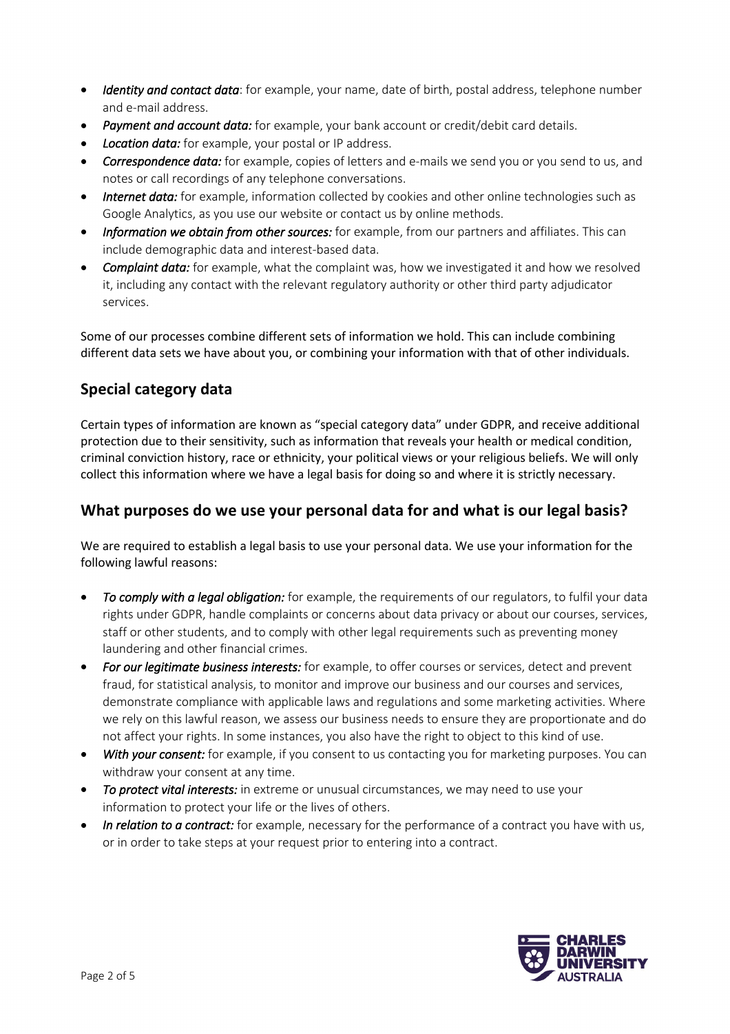- ***Identity and contact data***: for example, your name, date of birth, postal address, telephone number and e-mail address.
- ***Payment and account data:*** for example, your bank account or credit/debit card details.
- ***Location data:*** for example, your postal or IP address.
- ***Correspondence data:*** for example, copies of letters and e-mails we send you or you send to us, and notes or call recordings of any telephone conversations.
- ***Internet data:*** for example, information collected by cookies and other online technologies such as Google Analytics, as you use our website or contact us by online methods.
- ***Information we obtain from other sources:*** for example, from our partners and affiliates. This can include demographic data and interest-based data.
- ***Complaint data:*** for example, what the complaint was, how we investigated it and how we resolved it, including any contact with the relevant regulatory authority or other third party adjudicator services.

Some of our processes combine different sets of information we hold. This can include combining different data sets we have about you, or combining your information with that of other individuals.

## Special category data

Certain types of information are known as "special category data" under GDPR, and receive additional protection due to their sensitivity, such as information that reveals your health or medical condition, criminal conviction history, race or ethnicity, your political views or your religious beliefs. We will only collect this information where we have a legal basis for doing so and where it is strictly necessary.

## What purposes do we use your personal data for and what is our legal basis?

We are required to establish a legal basis to use your personal data. We use your information for the following lawful reasons:

- ***To comply with a legal obligation:*** for example, the requirements of our regulators, to fulfil your data rights under GDPR, handle complaints or concerns about data privacy or about our courses, services, staff or other students, and to comply with other legal requirements such as preventing money laundering and other financial crimes.
- ***For our legitimate business interests:*** for example, to offer courses or services, detect and prevent fraud, for statistical analysis, to monitor and improve our business and our courses and services, demonstrate compliance with applicable laws and regulations and some marketing activities. Where we rely on this lawful reason, we assess our business needs to ensure they are proportionate and do not affect your rights. In some instances, you also have the right to object to this kind of use.
- ***With your consent:*** for example, if you consent to us contacting you for marketing purposes. You can withdraw your consent at any time.
- ***To protect vital interests:*** in extreme or unusual circumstances, we may need to use your information to protect your life or the lives of others.
- ***In relation to a contract:*** for example, necessary for the performance of a contract you have with us, or in order to take steps at your request prior to entering into a contract.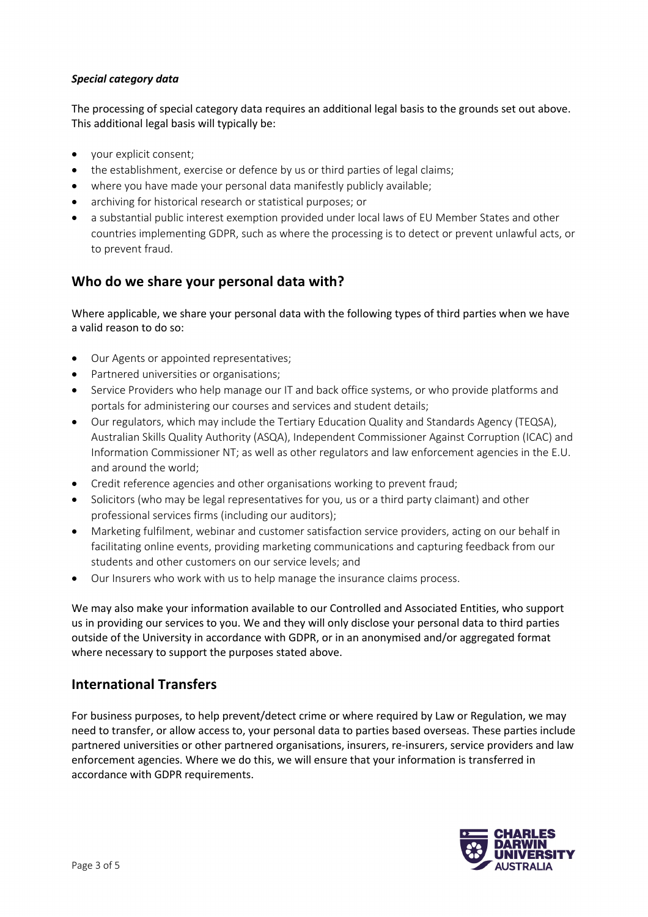***Special category data***

The processing of special category data requires an additional legal basis to the grounds set out above. This additional legal basis will typically be:

- your explicit consent;
- the establishment, exercise or defence by us or third parties of legal claims;
- where you have made your personal data manifestly publicly available;
- archiving for historical research or statistical purposes; or
- a substantial public interest exemption provided under local laws of EU Member States and other countries implementing GDPR, such as where the processing is to detect or prevent unlawful acts, or to prevent fraud.

## Who do we share your personal data with?

Where applicable, we share your personal data with the following types of third parties when we have a valid reason to do so:

- Our Agents or appointed representatives;
- Partnered universities or organisations;
- Service Providers who help manage our IT and back office systems, or who provide platforms and portals for administering our courses and services and student details;
- Our regulators, which may include the Tertiary Education Quality and Standards Agency (TEQSA), Australian Skills Quality Authority (ASQA), Independent Commissioner Against Corruption (ICAC) and Information Commissioner NT; as well as other regulators and law enforcement agencies in the E.U. and around the world;
- Credit reference agencies and other organisations working to prevent fraud;
- Solicitors (who may be legal representatives for you, us or a third party claimant) and other professional services firms (including our auditors);
- Marketing fulfilment, webinar and customer satisfaction service providers, acting on our behalf in facilitating online events, providing marketing communications and capturing feedback from our students and other customers on our service levels; and
- Our Insurers who work with us to help manage the insurance claims process.

We may also make your information available to our Controlled and Associated Entities, who support us in providing our services to you. We and they will only disclose your personal data to third parties outside of the University in accordance with GDPR, or in an anonymised and/or aggregated format where necessary to support the purposes stated above.

## International Transfers

For business purposes, to help prevent/detect crime or where required by Law or Regulation, we may need to transfer, or allow access to, your personal data to parties based overseas. These parties include partnered universities or other partnered organisations, insurers, re-insurers, service providers and law enforcement agencies. Where we do this, we will ensure that your information is transferred in accordance with GDPR requirements.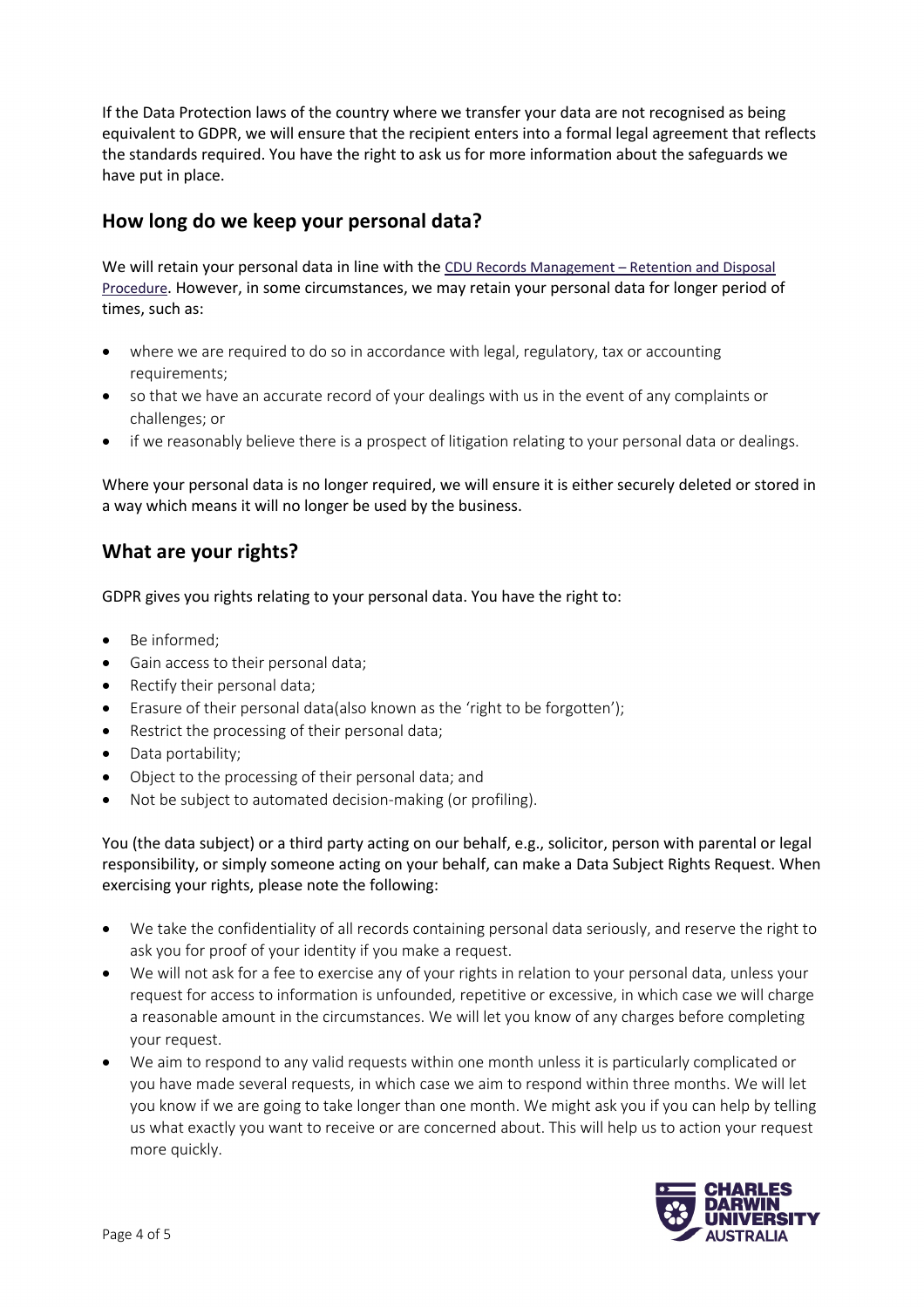If the Data Protection laws of the country where we transfer your data are not recognised as being equivalent to GDPR, we will ensure that the recipient enters into a formal legal agreement that reflects the standards required. You have the right to ask us for more information about the safeguards we have put in place.

## How long do we keep your personal data?

We will retain your personal data in line with the CDU Records Management – Retention and Disposal Procedure. However, in some circumstances, we may retain your personal data for longer period of times, such as:

- where we are required to do so in accordance with legal, regulatory, tax or accounting requirements;
- so that we have an accurate record of your dealings with us in the event of any complaints or challenges; or
- if we reasonably believe there is a prospect of litigation relating to your personal data or dealings.

Where your personal data is no longer required, we will ensure it is either securely deleted or stored in a way which means it will no longer be used by the business.

## What are your rights?

GDPR gives you rights relating to your personal data. You have the right to:

- Be informed;
- Gain access to their personal data;
- Rectify their personal data;
- Erasure of their personal data(also known as the 'right to be forgotten');
- Restrict the processing of their personal data;
- Data portability;
- Object to the processing of their personal data; and
- Not be subject to automated decision-making (or profiling).

You (the data subject) or a third party acting on our behalf, e.g., solicitor, person with parental or legal responsibility, or simply someone acting on your behalf, can make a Data Subject Rights Request. When exercising your rights, please note the following:

- We take the confidentiality of all records containing personal data seriously, and reserve the right to ask you for proof of your identity if you make a request.
- We will not ask for a fee to exercise any of your rights in relation to your personal data, unless your request for access to information is unfounded, repetitive or excessive, in which case we will charge a reasonable amount in the circumstances. We will let you know of any charges before completing your request.
- We aim to respond to any valid requests within one month unless it is particularly complicated or you have made several requests, in which case we aim to respond within three months. We will let you know if we are going to take longer than one month. We might ask you if you can help by telling us what exactly you want to receive or are concerned about. This will help us to action your request more quickly.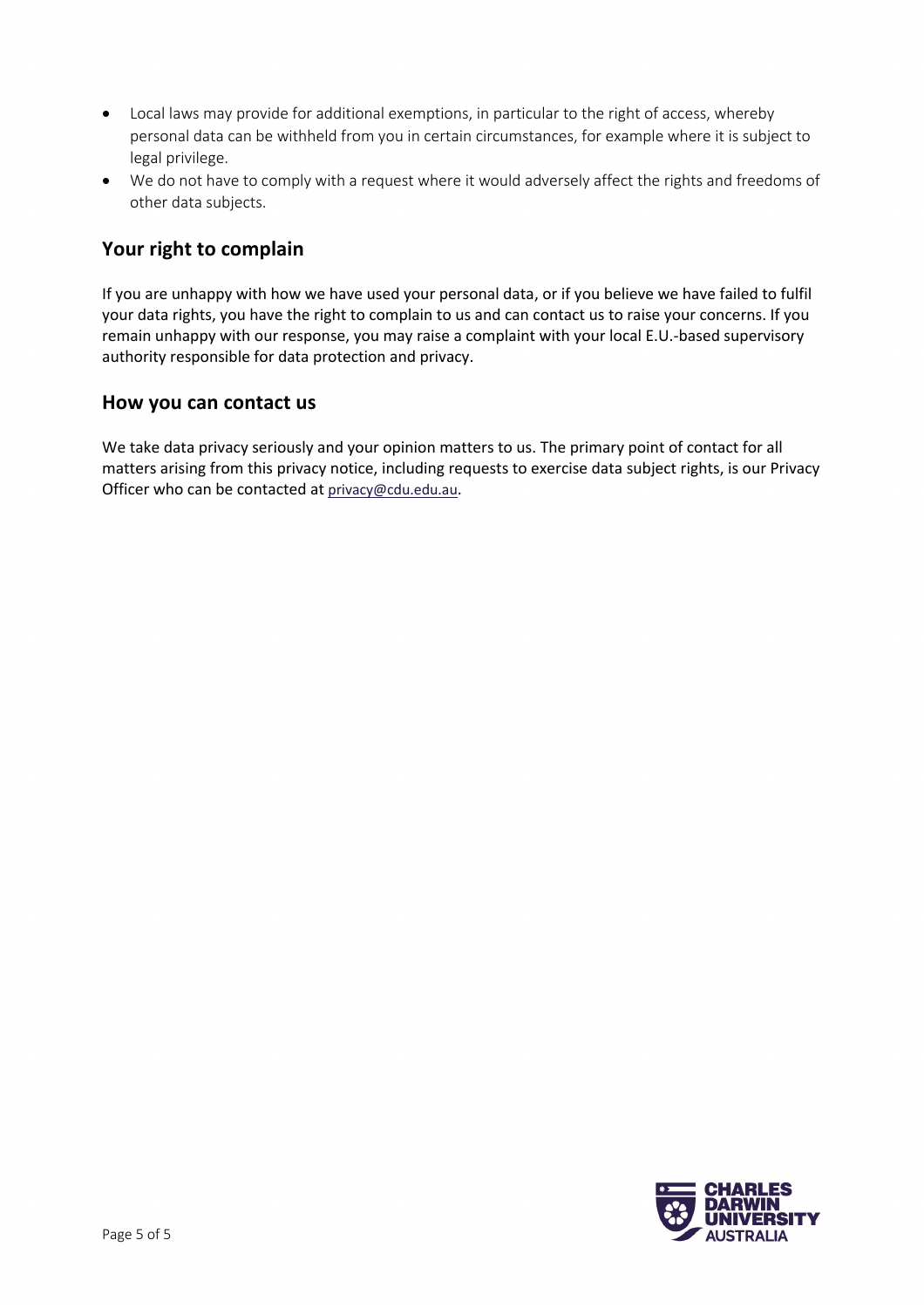- Local laws may provide for additional exemptions, in particular to the right of access, whereby personal data can be withheld from you in certain circumstances, for example where it is subject to legal privilege.
- We do not have to comply with a request where it would adversely affect the rights and freedoms of other data subjects.

## Your right to complain

If you are unhappy with how we have used your personal data, or if you believe we have failed to fulfil your data rights, you have the right to complain to us and can contact us to raise your concerns. If you remain unhappy with our response, you may raise a complaint with your local E.U.-based supervisory authority responsible for data protection and privacy.

## How you can contact us

We take data privacy seriously and your opinion matters to us. The primary point of contact for all matters arising from this privacy notice, including requests to exercise data subject rights, is our Privacy Officer who can be contacted at privacy@cdu.edu.au.